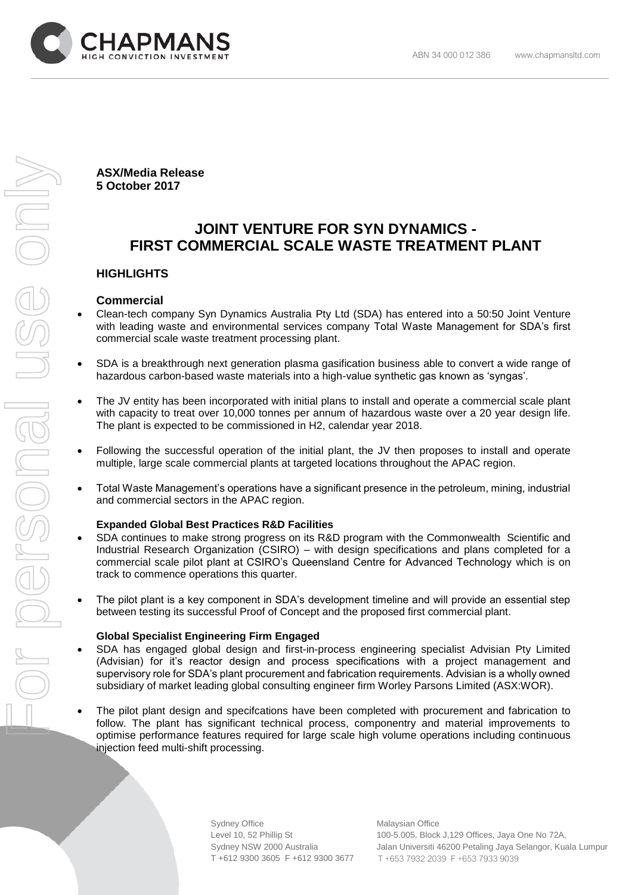**ASX/Media Release**
**5 October 2017**

# JOINT VENTURE FOR SYN DYNAMICS - FIRST COMMERCIAL SCALE WASTE TREATMENT PLANT

## HIGHLIGHTS

### Commercial

- Clean-tech company Syn Dynamics Australia Pty Ltd (SDA) has entered into a 50:50 Joint Venture with leading waste and environmental services company Total Waste Management for SDA's first commercial scale waste treatment processing plant.

- SDA is a breakthrough next generation plasma gasification business able to convert a wide range of hazardous carbon-based waste materials into a high-value synthetic gas known as 'syngas'.

- The JV entity has been incorporated with initial plans to install and operate a commercial scale plant with capacity to treat over 10,000 tonnes per annum of hazardous waste over a 20 year design life. The plant is expected to be commissioned in H2, calendar year 2018.

- Following the successful operation of the initial plant, the JV then proposes to install and operate multiple, large scale commercial plants at targeted locations throughout the APAC region.

- Total Waste Management's operations have a significant presence in the petroleum, mining, industrial and commercial sectors in the APAC region.

**Expanded Global Best Practices R&D Facilities**

- SDA continues to make strong progress on its R&D program with the Commonwealth Scientific and Industrial Research Organization (CSIRO) – with design specifications and plans completed for a commercial scale pilot plant at CSIRO's Queensland Centre for Advanced Technology which is on track to commence operations this quarter.

- The pilot plant is a key component in SDA's development timeline and will provide an essential step between testing its successful Proof of Concept and the proposed first commercial plant.

**Global Specialist Engineering Firm Engaged**

- SDA has engaged global design and first-in-process engineering specialist Advisian Pty Limited (Advisian) for it's reactor design and process specifications with a project management and supervisory role for SDA's plant procurement and fabrication requirements. Advisian is a wholly owned subsidiary of market leading global consulting engineer firm Worley Parsons Limited (ASX:WOR).

- The pilot plant design and specifcations have been completed with procurement and fabrication to follow. The plant has significant technical process, componentry and material improvements to optimise performance features required for large scale high volume operations including continuous injection feed multi-shift processing.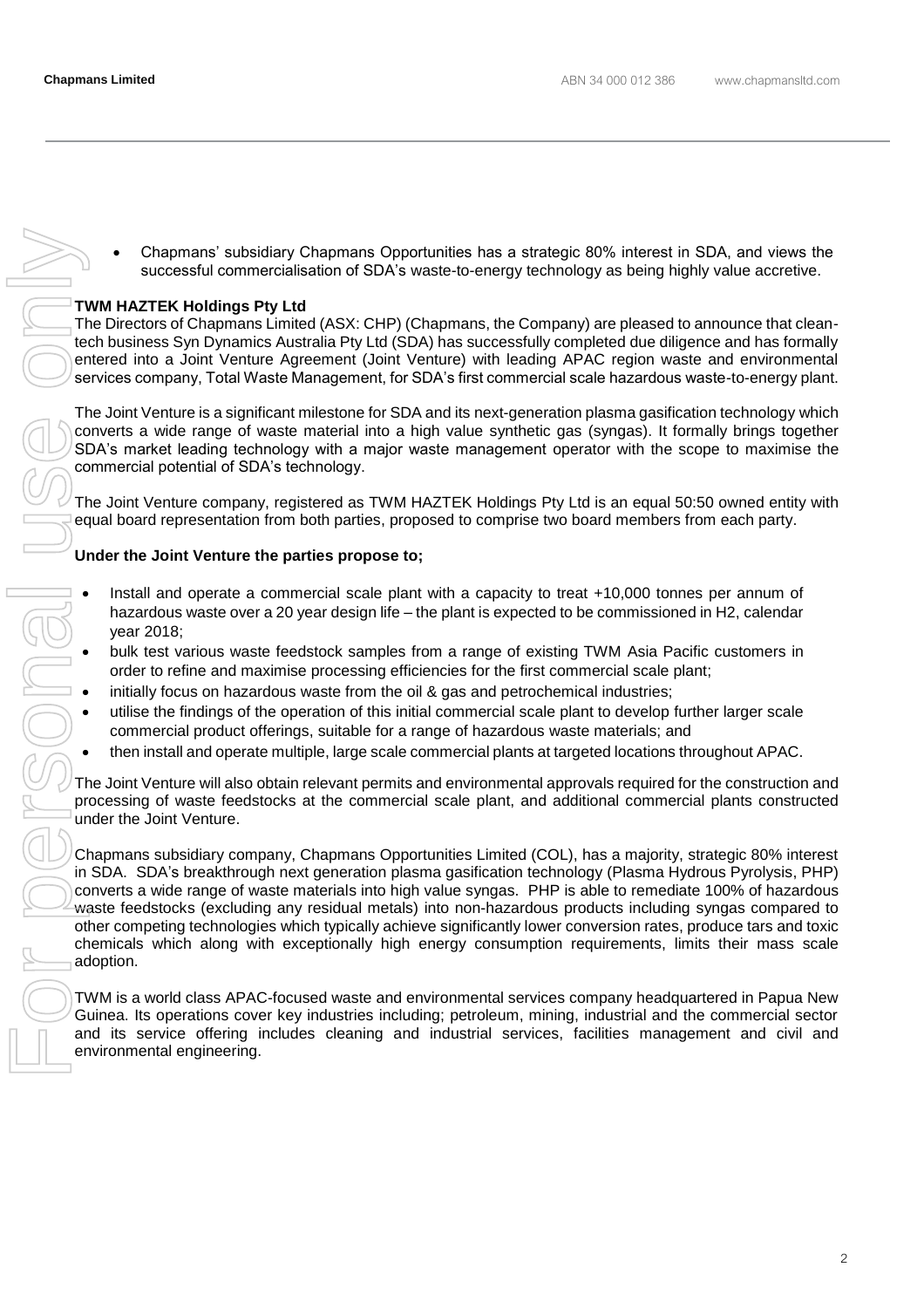- Chapmans' subsidiary Chapmans Opportunities has a strategic 80% interest in SDA, and views the successful commercialisation of SDA's waste-to-energy technology as being highly value accretive.

**TWM HAZTEK Holdings Pty Ltd**

The Directors of Chapmans Limited (ASX: CHP) (Chapmans, the Company) are pleased to announce that clean-tech business Syn Dynamics Australia Pty Ltd (SDA) has successfully completed due diligence and has formally entered into a Joint Venture Agreement (Joint Venture) with leading APAC region waste and environmental services company, Total Waste Management, for SDA's first commercial scale hazardous waste-to-energy plant.

The Joint Venture is a significant milestone for SDA and its next-generation plasma gasification technology which converts a wide range of waste material into a high value synthetic gas (syngas). It formally brings together SDA's market leading technology with a major waste management operator with the scope to maximise the commercial potential of SDA's technology.

The Joint Venture company, registered as TWM HAZTEK Holdings Pty Ltd is an equal 50:50 owned entity with equal board representation from both parties, proposed to comprise two board members from each party.

**Under the Joint Venture the parties propose to;**

- Install and operate a commercial scale plant with a capacity to treat +10,000 tonnes per annum of hazardous waste over a 20 year design life – the plant is expected to be commissioned in H2, calendar year 2018;
- bulk test various waste feedstock samples from a range of existing TWM Asia Pacific customers in order to refine and maximise processing efficiencies for the first commercial scale plant;
- initially focus on hazardous waste from the oil & gas and petrochemical industries;
- utilise the findings of the operation of this initial commercial scale plant to develop further larger scale commercial product offerings, suitable for a range of hazardous waste materials; and
- then install and operate multiple, large scale commercial plants at targeted locations throughout APAC.

The Joint Venture will also obtain relevant permits and environmental approvals required for the construction and processing of waste feedstocks at the commercial scale plant, and additional commercial plants constructed under the Joint Venture.

Chapmans subsidiary company, Chapmans Opportunities Limited (COL), has a majority, strategic 80% interest in SDA. SDA's breakthrough next generation plasma gasification technology (Plasma Hydrous Pyrolysis, PHP) converts a wide range of waste materials into high value syngas. PHP is able to remediate 100% of hazardous waste feedstocks (excluding any residual metals) into non-hazardous products including syngas compared to other competing technologies which typically achieve significantly lower conversion rates, produce tars and toxic chemicals which along with exceptionally high energy consumption requirements, limits their mass scale adoption.

TWM is a world class APAC-focused waste and environmental services company headquartered in Papua New Guinea. Its operations cover key industries including; petroleum, mining, industrial and the commercial sector and its service offering includes cleaning and industrial services, facilities management and civil and environmental engineering.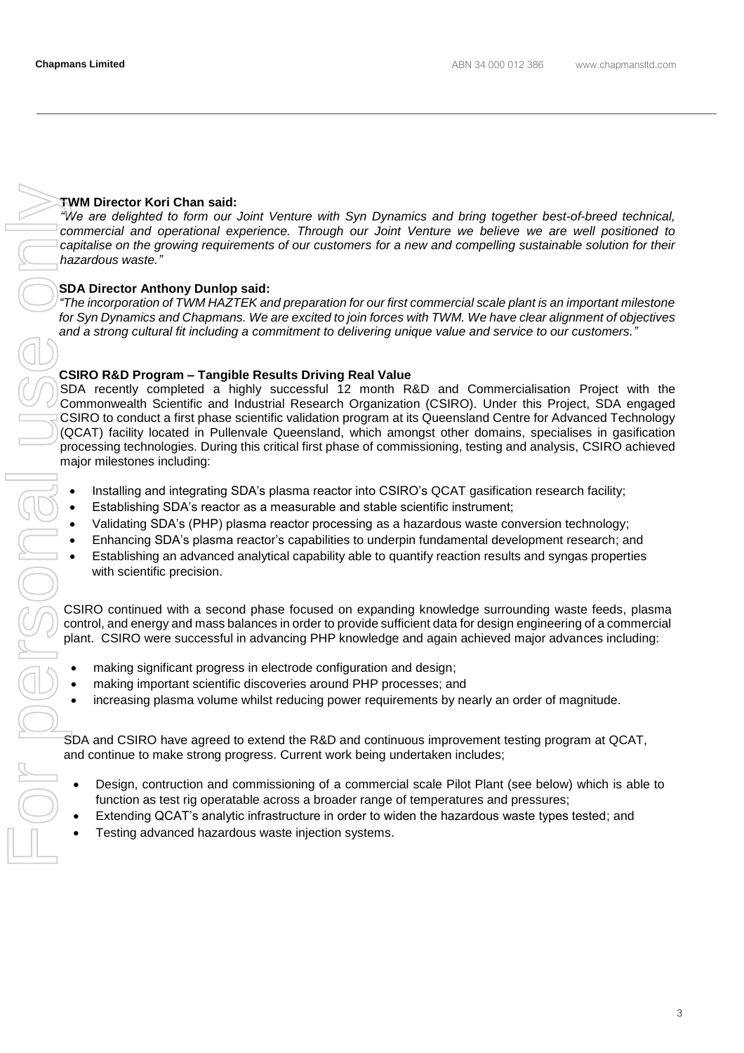**TWM Director Kori Chan said:**

*"We are delighted to form our Joint Venture with Syn Dynamics and bring together best-of-breed technical, commercial and operational experience. Through our Joint Venture we believe we are well positioned to capitalise on the growing requirements of our customers for a new and compelling sustainable solution for their hazardous waste."*

**SDA Director Anthony Dunlop said:**

*"The incorporation of TWM HAZTEK and preparation for our first commercial scale plant is an important milestone for Syn Dynamics and Chapmans. We are excited to join forces with TWM. We have clear alignment of objectives and a strong cultural fit including a commitment to delivering unique value and service to our customers."*

**CSIRO R&D Program – Tangible Results Driving Real Value**

SDA recently completed a highly successful 12 month R&D and Commercialisation Project with the Commonwealth Scientific and Industrial Research Organization (CSIRO). Under this Project, SDA engaged CSIRO to conduct a first phase scientific validation program at its Queensland Centre for Advanced Technology (QCAT) facility located in Pullenvale Queensland, which amongst other domains, specialises in gasification processing technologies. During this critical first phase of commissioning, testing and analysis, CSIRO achieved major milestones including:

- Installing and integrating SDA's plasma reactor into CSIRO's QCAT gasification research facility;
- Establishing SDA's reactor as a measurable and stable scientific instrument;
- Validating SDA's (PHP) plasma reactor processing as a hazardous waste conversion technology;
- Enhancing SDA's plasma reactor's capabilities to underpin fundamental development research; and
- Establishing an advanced analytical capability able to quantify reaction results and syngas properties with scientific precision.

CSIRO continued with a second phase focused on expanding knowledge surrounding waste feeds, plasma control, and energy and mass balances in order to provide sufficient data for design engineering of a commercial plant. CSIRO were successful in advancing PHP knowledge and again achieved major advances including:

- making significant progress in electrode configuration and design;
- making important scientific discoveries around PHP processes; and
- increasing plasma volume whilst reducing power requirements by nearly an order of magnitude.

SDA and CSIRO have agreed to extend the R&D and continuous improvement testing program at QCAT, and continue to make strong progress. Current work being undertaken includes;

- Design, contruction and commissioning of a commercial scale Pilot Plant (see below) which is able to function as test rig operatable across a broader range of temperatures and pressures;
- Extending QCAT's analytic infrastructure in order to widen the hazardous waste types tested; and
- Testing advanced hazardous waste injection systems.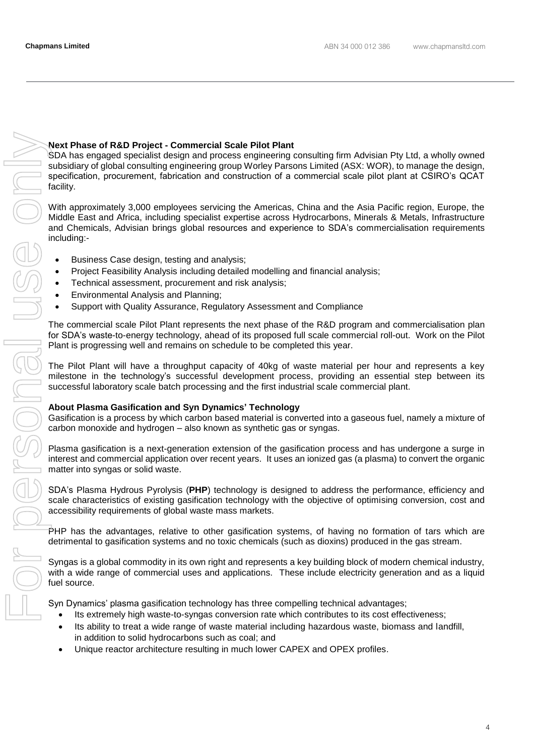**Next Phase of R&D Project - Commercial Scale Pilot Plant**

SDA has engaged specialist design and process engineering consulting firm Advisian Pty Ltd, a wholly owned subsidiary of global consulting engineering group Worley Parsons Limited (ASX: WOR), to manage the design, specification, procurement, fabrication and construction of a commercial scale pilot plant at CSIRO's QCAT facility.

With approximately 3,000 employees servicing the Americas, China and the Asia Pacific region, Europe, the Middle East and Africa, including specialist expertise across Hydrocarbons, Minerals & Metals, Infrastructure and Chemicals, Advisian brings global resources and experience to SDA's commercialisation requirements including:-

- Business Case design, testing and analysis;
- Project Feasibility Analysis including detailed modelling and financial analysis;
- Technical assessment, procurement and risk analysis;
- Environmental Analysis and Planning;
- Support with Quality Assurance, Regulatory Assessment and Compliance

The commercial scale Pilot Plant represents the next phase of the R&D program and commercialisation plan for SDA's waste-to-energy technology, ahead of its proposed full scale commercial roll-out. Work on the Pilot Plant is progressing well and remains on schedule to be completed this year.

The Pilot Plant will have a throughput capacity of 40kg of waste material per hour and represents a key milestone in the technology's successful development process, providing an essential step between its successful laboratory scale batch processing and the first industrial scale commercial plant.

**About Plasma Gasification and Syn Dynamics' Technology**

Gasification is a process by which carbon based material is converted into a gaseous fuel, namely a mixture of carbon monoxide and hydrogen – also known as synthetic gas or syngas.

Plasma gasification is a next-generation extension of the gasification process and has undergone a surge in interest and commercial application over recent years. It uses an ionized gas (a plasma) to convert the organic matter into syngas or solid waste.

SDA's Plasma Hydrous Pyrolysis (**PHP**) technology is designed to address the performance, efficiency and scale characteristics of existing gasification technology with the objective of optimising conversion, cost and accessibility requirements of global waste mass markets.

PHP has the advantages, relative to other gasification systems, of having no formation of tars which are detrimental to gasification systems and no toxic chemicals (such as dioxins) produced in the gas stream.

Syngas is a global commodity in its own right and represents a key building block of modern chemical industry, with a wide range of commercial uses and applications. These include electricity generation and as a liquid fuel source.

Syn Dynamics' plasma gasification technology has three compelling technical advantages;

- Its extremely high waste-to-syngas conversion rate which contributes to its cost effectiveness;
- Its ability to treat a wide range of waste material including hazardous waste, biomass and landfill, in addition to solid hydrocarbons such as coal; and
- Unique reactor architecture resulting in much lower CAPEX and OPEX profiles.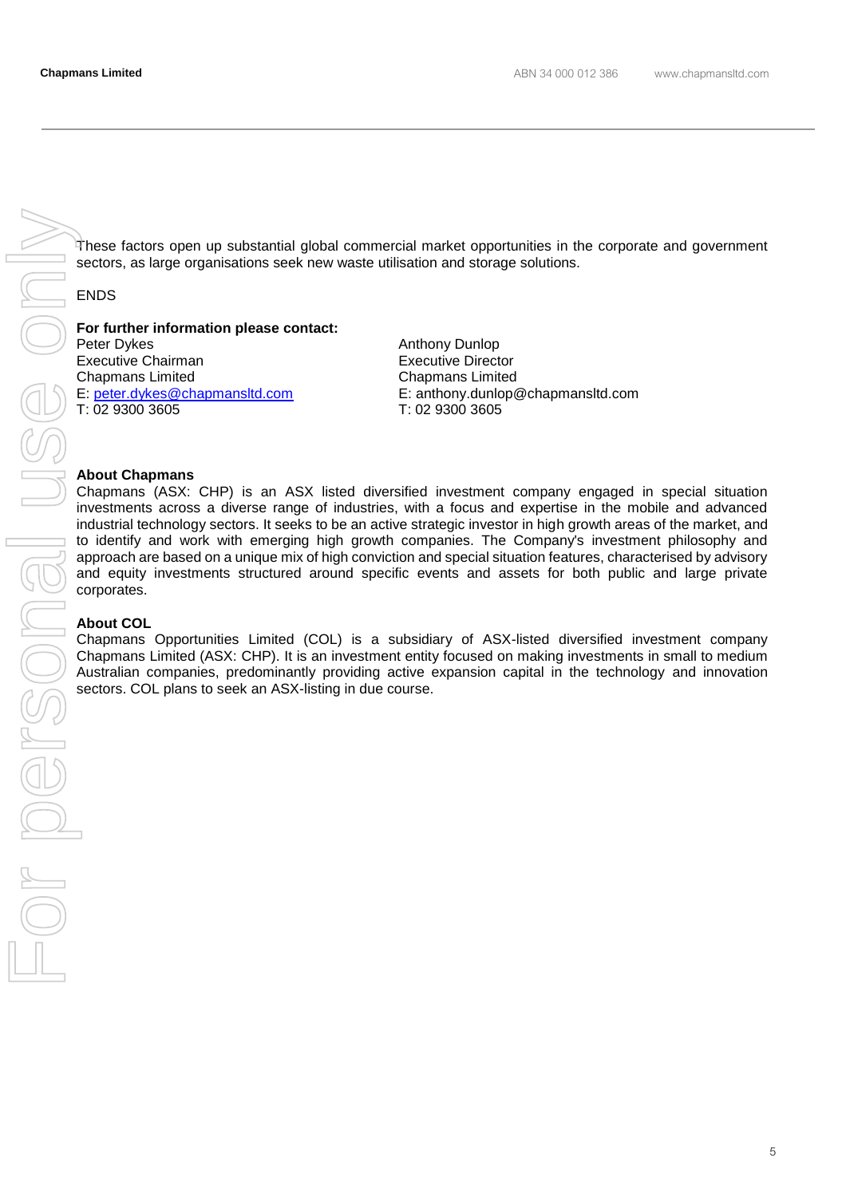These factors open up substantial global commercial market opportunities in the corporate and government sectors, as large organisations seek new waste utilisation and storage solutions.

ENDS

**For further information please contact:**

Peter Dykes
Executive Chairman
Chapmans Limited
E: peter.dykes@chapmansltd.com
T: 02 9300 3605

Anthony Dunlop
Executive Director
Chapmans Limited
E: anthony.dunlop@chapmansltd.com
T: 02 9300 3605

**About Chapmans**

Chapmans (ASX: CHP) is an ASX listed diversified investment company engaged in special situation investments across a diverse range of industries, with a focus and expertise in the mobile and advanced industrial technology sectors. It seeks to be an active strategic investor in high growth areas of the market, and to identify and work with emerging high growth companies. The Company's investment philosophy and approach are based on a unique mix of high conviction and special situation features, characterised by advisory and equity investments structured around specific events and assets for both public and large private corporates.

**About COL**

Chapmans Opportunities Limited (COL) is a subsidiary of ASX-listed diversified investment company Chapmans Limited (ASX: CHP). It is an investment entity focused on making investments in small to medium Australian companies, predominantly providing active expansion capital in the technology and innovation sectors. COL plans to seek an ASX-listing in due course.